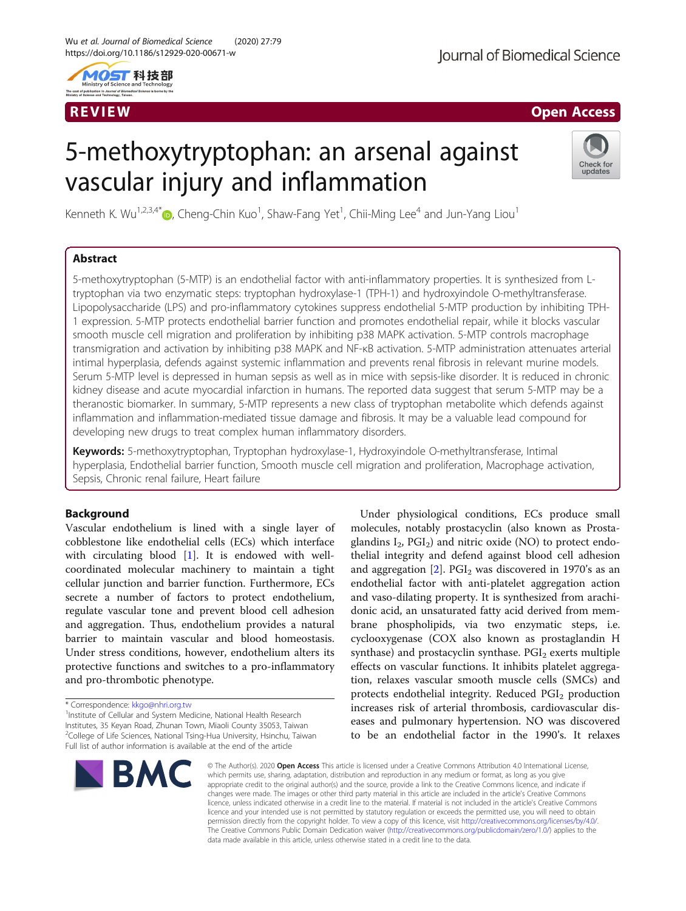REVIEW

Open Access

# 5-methoxytryptophan: an arsenal against vascular injury and inflammation

Kenneth K. Wu[1,2,3,4*], Cheng-Chin Kuo[1], Shaw-Fang Yet[1], Chii-Ming Lee[4] and Jun-Yang Liou[1]

## Abstract

5-methoxytryptophan (5-MTP) is an endothelial factor with anti-inflammatory properties. It is synthesized from L-tryptophan via two enzymatic steps: tryptophan hydroxylase-1 (TPH-1) and hydroxyindole O-methyltransferase. Lipopolysaccharide (LPS) and pro-inflammatory cytokines suppress endothelial 5-MTP production by inhibiting TPH-1 expression. 5-MTP protects endothelial barrier function and promotes endothelial repair, while it blocks vascular smooth muscle cell migration and proliferation by inhibiting p38 MAPK activation. 5-MTP controls macrophage transmigration and activation by inhibiting p38 MAPK and NF-κB activation. 5-MTP administration attenuates arterial intimal hyperplasia, defends against systemic inflammation and prevents renal fibrosis in relevant murine models. Serum 5-MTP level is depressed in human sepsis as well as in mice with sepsis-like disorder. It is reduced in chronic kidney disease and acute myocardial infarction in humans. The reported data suggest that serum 5-MTP may be a theranostic biomarker. In summary, 5-MTP represents a new class of tryptophan metabolite which defends against inflammation and inflammation-mediated tissue damage and fibrosis. It may be a valuable lead compound for developing new drugs to treat complex human inflammatory disorders.

**Keywords:** 5-methoxytryptophan, Tryptophan hydroxylase-1, Hydroxyindole O-methyltransferase, Intimal hyperplasia, Endothelial barrier function, Smooth muscle cell migration and proliferation, Macrophage activation, Sepsis, Chronic renal failure, Heart failure

## Background

Vascular endothelium is lined with a single layer of cobblestone like endothelial cells (ECs) which interface with circulating blood [1]. It is endowed with well-coordinated molecular machinery to maintain a tight cellular junction and barrier function. Furthermore, ECs secrete a number of factors to protect endothelium, regulate vascular tone and prevent blood cell adhesion and aggregation. Thus, endothelium provides a natural barrier to maintain vascular and blood homeostasis. Under stress conditions, however, endothelium alters its protective functions and switches to a pro-inflammatory and pro-thrombotic phenotype.

Under physiological conditions, ECs produce small molecules, notably prostacyclin (also known as Prostaglandins $I_2$, $PGI_2$) and nitric oxide (NO) to protect endothelial integrity and defend against blood cell adhesion and aggregation [2]. $PGI_2$ was discovered in 1970's as an endothelial factor with anti-platelet aggregation action and vaso-dilating property. It is synthesized from arachidonic acid, an unsaturated fatty acid derived from membrane phospholipids, via two enzymatic steps, i.e. cyclooxygenase (COX also known as prostaglandin H synthase) and prostacyclin synthase. $PGI_2$ exerts multiple effects on vascular functions. It inhibits platelet aggregation, relaxes vascular smooth muscle cells (SMCs) and protects endothelial integrity. Reduced $PGI_2$ production increases risk of arterial thrombosis, cardiovascular diseases and pulmonary hypertension. NO was discovered to be an endothelial factor in the 1990's. It relaxes

\* Correspondence: kkgo@nhri.org.tw

[1]Institute of Cellular and System Medicine, National Health Research Institutes, 35 Keyan Road, Zhunan Town, Miaoli County 35053, Taiwan

[2]College of Life Sciences, National Tsing-Hua University, Hsinchu, Taiwan

Full list of author information is available at the end of the article

© The Author(s). 2020 **Open Access** This article is licensed under a Creative Commons Attribution 4.0 International License, which permits use, sharing, adaptation, distribution and reproduction in any medium or format, as long as you give appropriate credit to the original author(s) and the source, provide a link to the Creative Commons licence, and indicate if changes were made. The images or other third party material in this article are included in the article's Creative Commons licence, unless indicated otherwise in a credit line to the material. If material is not included in the article's Creative Commons licence and your intended use is not permitted by statutory regulation or exceeds the permitted use, you will need to obtain permission directly from the copyright holder. To view a copy of this licence, visit http://creativecommons.org/licenses/by/4.0/. The Creative Commons Public Domain Dedication waiver (http://creativecommons.org/publicdomain/zero/1.0/) applies to the data made available in this article, unless otherwise stated in a credit line to the data.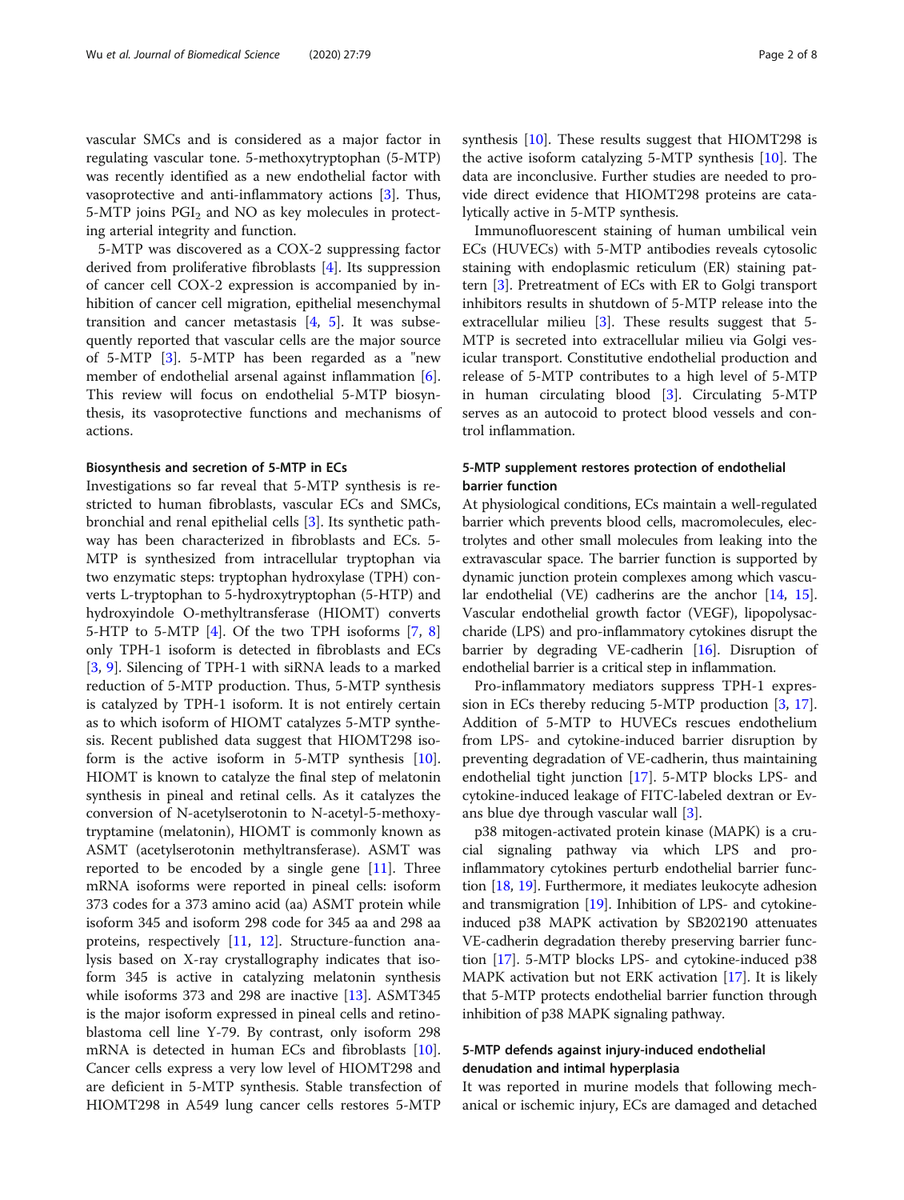vascular SMCs and is considered as a major factor in regulating vascular tone. 5-methoxytryptophan (5-MTP) was recently identified as a new endothelial factor with vasoprotective and anti-inflammatory actions [3]. Thus, 5-MTP joins $PGI_2$ and NO as key molecules in protecting arterial integrity and function.

5-MTP was discovered as a COX-2 suppressing factor derived from proliferative fibroblasts [4]. Its suppression of cancer cell COX-2 expression is accompanied by inhibition of cancer cell migration, epithelial mesenchymal transition and cancer metastasis [4, 5]. It was subsequently reported that vascular cells are the major source of 5-MTP [3]. 5-MTP has been regarded as a "new member of endothelial arsenal against inflammation [6]. This review will focus on endothelial 5-MTP biosynthesis, its vasoprotective functions and mechanisms of actions.

### Biosynthesis and secretion of 5-MTP in ECs

Investigations so far reveal that 5-MTP synthesis is restricted to human fibroblasts, vascular ECs and SMCs, bronchial and renal epithelial cells [3]. Its synthetic pathway has been characterized in fibroblasts and ECs. 5-MTP is synthesized from intracellular tryptophan via two enzymatic steps: tryptophan hydroxylase (TPH) converts L-tryptophan to 5-hydroxytryptophan (5-HTP) and hydroxyindole O-methyltransferase (HIOMT) converts 5-HTP to 5-MTP [4]. Of the two TPH isoforms [7, 8] only TPH-1 isoform is detected in fibroblasts and ECs [3, 9]. Silencing of TPH-1 with siRNA leads to a marked reduction of 5-MTP production. Thus, 5-MTP synthesis is catalyzed by TPH-1 isoform. It is not entirely certain as to which isoform of HIOMT catalyzes 5-MTP synthesis. Recent published data suggest that HIOMT298 isoform is the active isoform in 5-MTP synthesis [10]. HIOMT is known to catalyze the final step of melatonin synthesis in pineal and retinal cells. As it catalyzes the conversion of N-acetylserotonin to N-acetyl-5-methoxytryptamine (melatonin), HIOMT is commonly known as ASMT (acetylserotonin methyltransferase). ASMT was reported to be encoded by a single gene [11]. Three mRNA isoforms were reported in pineal cells: isoform 373 codes for a 373 amino acid (aa) ASMT protein while isoform 345 and isoform 298 code for 345 aa and 298 aa proteins, respectively [11, 12]. Structure-function analysis based on X-ray crystallography indicates that isoform 345 is active in catalyzing melatonin synthesis while isoforms 373 and 298 are inactive [13]. ASMT345 is the major isoform expressed in pineal cells and retinoblastoma cell line Y-79. By contrast, only isoform 298 mRNA is detected in human ECs and fibroblasts [10]. Cancer cells express a very low level of HIOMT298 and are deficient in 5-MTP synthesis. Stable transfection of HIOMT298 in A549 lung cancer cells restores 5-MTP synthesis [10]. These results suggest that HIOMT298 is the active isoform catalyzing 5-MTP synthesis [10]. The data are inconclusive. Further studies are needed to provide direct evidence that HIOMT298 proteins are catalytically active in 5-MTP synthesis.

Immunofluorescent staining of human umbilical vein ECs (HUVECs) with 5-MTP antibodies reveals cytosolic staining with endoplasmic reticulum (ER) staining pattern [3]. Pretreatment of ECs with ER to Golgi transport inhibitors results in shutdown of 5-MTP release into the extracellular milieu [3]. These results suggest that 5-MTP is secreted into extracellular milieu via Golgi vesicular transport. Constitutive endothelial production and release of 5-MTP contributes to a high level of 5-MTP in human circulating blood [3]. Circulating 5-MTP serves as an autocoid to protect blood vessels and control inflammation.

### 5-MTP supplement restores protection of endothelial barrier function

At physiological conditions, ECs maintain a well-regulated barrier which prevents blood cells, macromolecules, electrolytes and other small molecules from leaking into the extravascular space. The barrier function is supported by dynamic junction protein complexes among which vascular endothelial (VE) cadherins are the anchor [14, 15]. Vascular endothelial growth factor (VEGF), lipopolysaccharide (LPS) and pro-inflammatory cytokines disrupt the barrier by degrading VE-cadherin [16]. Disruption of endothelial barrier is a critical step in inflammation.

Pro-inflammatory mediators suppress TPH-1 expression in ECs thereby reducing 5-MTP production [3, 17]. Addition of 5-MTP to HUVECs rescues endothelium from LPS- and cytokine-induced barrier disruption by preventing degradation of VE-cadherin, thus maintaining endothelial tight junction [17]. 5-MTP blocks LPS- and cytokine-induced leakage of FITC-labeled dextran or Evans blue dye through vascular wall [3].

p38 mitogen-activated protein kinase (MAPK) is a crucial signaling pathway via which LPS and pro-inflammatory cytokines perturb endothelial barrier function [18, 19]. Furthermore, it mediates leukocyte adhesion and transmigration [19]. Inhibition of LPS- and cytokine-induced p38 MAPK activation by SB202190 attenuates VE-cadherin degradation thereby preserving barrier function [17]. 5-MTP blocks LPS- and cytokine-induced p38 MAPK activation but not ERK activation [17]. It is likely that 5-MTP protects endothelial barrier function through inhibition of p38 MAPK signaling pathway.

### 5-MTP defends against injury-induced endothelial denudation and intimal hyperplasia

It was reported in murine models that following mechanical or ischemic injury, ECs are damaged and detached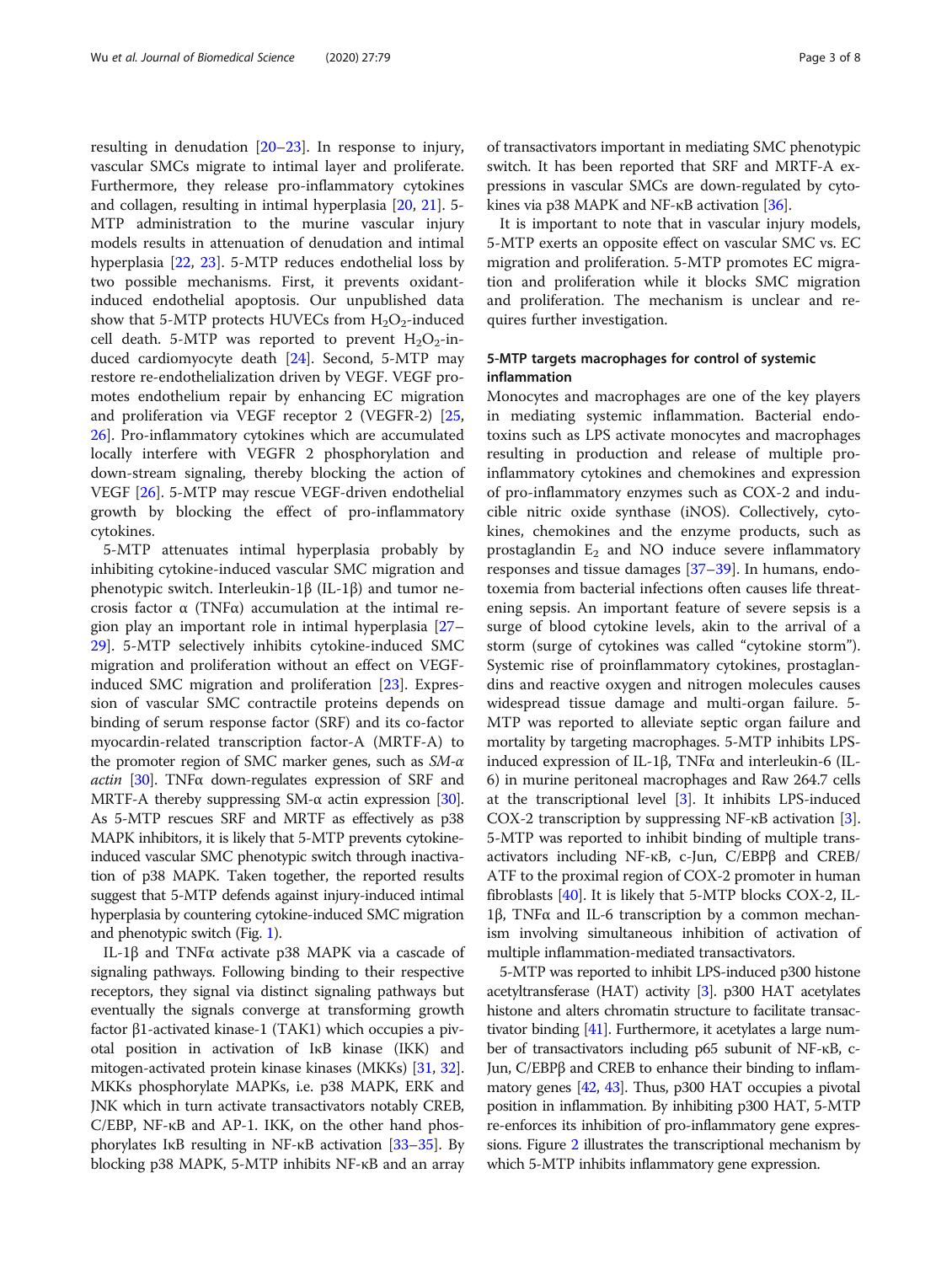resulting in denudation [20–23]. In response to injury, vascular SMCs migrate to intimal layer and proliferate. Furthermore, they release pro-inflammatory cytokines and collagen, resulting in intimal hyperplasia [20, 21]. 5-MTP administration to the murine vascular injury models results in attenuation of denudation and intimal hyperplasia [22, 23]. 5-MTP reduces endothelial loss by two possible mechanisms. First, it prevents oxidant-induced endothelial apoptosis. Our unpublished data show that 5-MTP protects HUVECs from $H_2O_2$-induced cell death. 5-MTP was reported to prevent $H_2O_2$-induced cardiomyocyte death [24]. Second, 5-MTP may restore re-endothelialization driven by VEGF. VEGF promotes endothelium repair by enhancing EC migration and proliferation via VEGF receptor 2 (VEGFR-2) [25, 26]. Pro-inflammatory cytokines which are accumulated locally interfere with VEGFR 2 phosphorylation and down-stream signaling, thereby blocking the action of VEGF [26]. 5-MTP may rescue VEGF-driven endothelial growth by blocking the effect of pro-inflammatory cytokines.

5-MTP attenuates intimal hyperplasia probably by inhibiting cytokine-induced vascular SMC migration and phenotypic switch. Interleukin-1β (IL-1β) and tumor necrosis factor α (TNFα) accumulation at the intimal region play an important role in intimal hyperplasia [27–29]. 5-MTP selectively inhibits cytokine-induced SMC migration and proliferation without an effect on VEGF-induced SMC migration and proliferation [23]. Expression of vascular SMC contractile proteins depends on binding of serum response factor (SRF) and its co-factor myocardin-related transcription factor-A (MRTF-A) to the promoter region of SMC marker genes, such as *SM-α actin* [30]. TNFα down-regulates expression of SRF and MRTF-A thereby suppressing SM-α actin expression [30]. As 5-MTP rescues SRF and MRTF as effectively as p38 MAPK inhibitors, it is likely that 5-MTP prevents cytokine-induced vascular SMC phenotypic switch through inactivation of p38 MAPK. Taken together, the reported results suggest that 5-MTP defends against injury-induced intimal hyperplasia by countering cytokine-induced SMC migration and phenotypic switch (Fig. 1).

IL-1β and TNFα activate p38 MAPK via a cascade of signaling pathways. Following binding to their respective receptors, they signal via distinct signaling pathways but eventually the signals converge at transforming growth factor β1-activated kinase-1 (TAK1) which occupies a pivotal position in activation of IκB kinase (IKK) and mitogen-activated protein kinase kinases (MKKs) [31, 32]. MKKs phosphorylate MAPKs, i.e. p38 MAPK, ERK and JNK which in turn activate transactivators notably CREB, C/EBP, NF-κB and AP-1. IKK, on the other hand phosphorylates IκB resulting in NF-κB activation [33–35]. By blocking p38 MAPK, 5-MTP inhibits NF-κB and an array of transactivators important in mediating SMC phenotypic switch. It has been reported that SRF and MRTF-A expressions in vascular SMCs are down-regulated by cytokines via p38 MAPK and NF-κB activation [36].

It is important to note that in vascular injury models, 5-MTP exerts an opposite effect on vascular SMC vs. EC migration and proliferation. 5-MTP promotes EC migration and proliferation while it blocks SMC migration and proliferation. The mechanism is unclear and requires further investigation.

## 5-MTP targets macrophages for control of systemic inflammation

Monocytes and macrophages are one of the key players in mediating systemic inflammation. Bacterial endotoxins such as LPS activate monocytes and macrophages resulting in production and release of multiple pro-inflammatory cytokines and chemokines and expression of pro-inflammatory enzymes such as COX-2 and inducible nitric oxide synthase (iNOS). Collectively, cytokines, chemokines and the enzyme products, such as prostaglandin $E_2$ and NO induce severe inflammatory responses and tissue damages [37–39]. In humans, endotoxemia from bacterial infections often causes life threatening sepsis. An important feature of severe sepsis is a surge of blood cytokine levels, akin to the arrival of a storm (surge of cytokines was called "cytokine storm"). Systemic rise of proinflammatory cytokines, prostaglandins and reactive oxygen and nitrogen molecules causes widespread tissue damage and multi-organ failure. 5-MTP was reported to alleviate septic organ failure and mortality by targeting macrophages. 5-MTP inhibits LPS-induced expression of IL-1β, TNFα and interleukin-6 (IL-6) in murine peritoneal macrophages and Raw 264.7 cells at the transcriptional level [3]. It inhibits LPS-induced COX-2 transcription by suppressing NF-κB activation [3]. 5-MTP was reported to inhibit binding of multiple transactivators including NF-κB, c-Jun, C/EBPβ and CREB/ATF to the proximal region of COX-2 promoter in human fibroblasts [40]. It is likely that 5-MTP blocks COX-2, IL-1β, TNFα and IL-6 transcription by a common mechanism involving simultaneous inhibition of activation of multiple inflammation-mediated transactivators.

5-MTP was reported to inhibit LPS-induced p300 histone acetyltransferase (HAT) activity [3]. p300 HAT acetylates histone and alters chromatin structure to facilitate transactivator binding [41]. Furthermore, it acetylates a large number of transactivators including p65 subunit of NF-κB, c-Jun, C/EBPβ and CREB to enhance their binding to inflammatory genes [42, 43]. Thus, p300 HAT occupies a pivotal position in inflammation. By inhibiting p300 HAT, 5-MTP re-enforces its inhibition of pro-inflammatory gene expressions. Figure 2 illustrates the transcriptional mechanism by which 5-MTP inhibits inflammatory gene expression.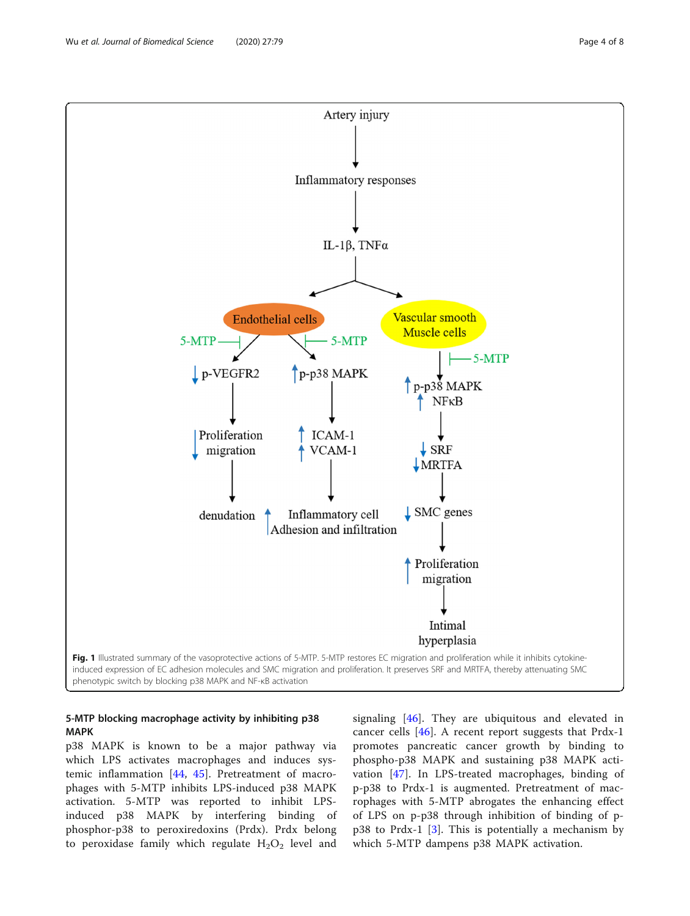Fig. 1 Illustrated summary of the vasoprotective actions of 5-MTP. 5-MTP restores EC migration and proliferation while it inhibits cytokine-induced expression of EC adhesion molecules and SMC migration and proliferation. It preserves SRF and MRTFA, thereby attenuating SMC phenotypic switch by blocking p38 MAPK and NF-κB activation

### 5-MTP blocking macrophage activity by inhibiting p38 MAPK

p38 MAPK is known to be a major pathway via which LPS activates macrophages and induces systemic inflammation [44, 45]. Pretreatment of macrophages with 5-MTP inhibits LPS-induced p38 MAPK activation. 5-MTP was reported to inhibit LPS-induced p38 MAPK by interfering binding of phosphor-p38 to peroxiredoxins (Prdx). Prdx belong to peroxidase family which regulate $H_2O_2$ level and signaling [46]. They are ubiquitous and elevated in cancer cells [46]. A recent report suggests that Prdx-1 promotes pancreatic cancer growth by binding to phospho-p38 MAPK and sustaining p38 MAPK activation [47]. In LPS-treated macrophages, binding of p-p38 to Prdx-1 is augmented. Pretreatment of macrophages with 5-MTP abrogates the enhancing effect of LPS on p-p38 through inhibition of binding of p-p38 to Prdx-1 [3]. This is potentially a mechanism by which 5-MTP dampens p38 MAPK activation.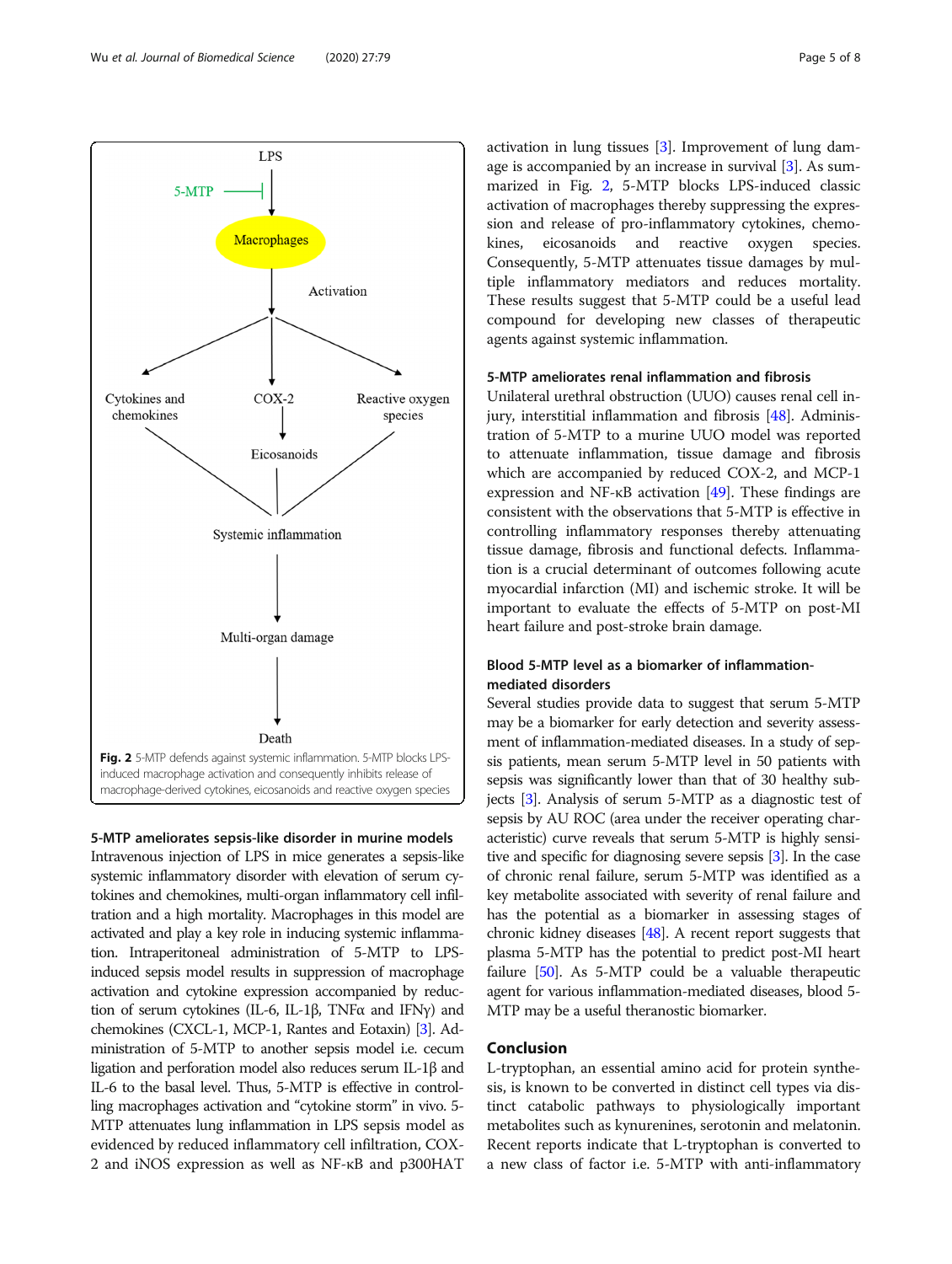Fig. 2 5-MTP defends against systemic inflammation. 5-MTP blocks LPS-induced macrophage activation and consequently inhibits release of macrophage-derived cytokines, eicosanoids and reactive oxygen species

### 5-MTP ameliorates sepsis-like disorder in murine models

Intravenous injection of LPS in mice generates a sepsis-like systemic inflammatory disorder with elevation of serum cytokines and chemokines, multi-organ inflammatory cell infiltration and a high mortality. Macrophages in this model are activated and play a key role in inducing systemic inflammation. Intraperitoneal administration of 5-MTP to LPS-induced sepsis model results in suppression of macrophage activation and cytokine expression accompanied by reduction of serum cytokines (IL-6, IL-1β, TNFα and IFNγ) and chemokines (CXCL-1, MCP-1, Rantes and Eotaxin) [3]. Administration of 5-MTP to another sepsis model i.e. cecum ligation and perforation model also reduces serum IL-1β and IL-6 to the basal level. Thus, 5-MTP is effective in controlling macrophages activation and "cytokine storm" in vivo. 5-MTP attenuates lung inflammation in LPS sepsis model as evidenced by reduced inflammatory cell infiltration, COX-2 and iNOS expression as well as NF-κB and p300HAT activation in lung tissues [3]. Improvement of lung damage is accompanied by an increase in survival [3]. As summarized in Fig. 2, 5-MTP blocks LPS-induced classic activation of macrophages thereby suppressing the expression and release of pro-inflammatory cytokines, chemokines, eicosanoids and reactive oxygen species. Consequently, 5-MTP attenuates tissue damages by multiple inflammatory mediators and reduces mortality. These results suggest that 5-MTP could be a useful lead compound for developing new classes of therapeutic agents against systemic inflammation.

### 5-MTP ameliorates renal inflammation and fibrosis

Unilateral urethral obstruction (UUO) causes renal cell injury, interstitial inflammation and fibrosis [48]. Administration of 5-MTP to a murine UUO model was reported to attenuate inflammation, tissue damage and fibrosis which are accompanied by reduced COX-2, and MCP-1 expression and NF-κB activation [49]. These findings are consistent with the observations that 5-MTP is effective in controlling inflammatory responses thereby attenuating tissue damage, fibrosis and functional defects. Inflammation is a crucial determinant of outcomes following acute myocardial infarction (MI) and ischemic stroke. It will be important to evaluate the effects of 5-MTP on post-MI heart failure and post-stroke brain damage.

### Blood 5-MTP level as a biomarker of inflammation-mediated disorders

Several studies provide data to suggest that serum 5-MTP may be a biomarker for early detection and severity assessment of inflammation-mediated diseases. In a study of sepsis patients, mean serum 5-MTP level in 50 patients with sepsis was significantly lower than that of 30 healthy subjects [3]. Analysis of serum 5-MTP as a diagnostic test of sepsis by AU ROC (area under the receiver operating characteristic) curve reveals that serum 5-MTP is highly sensitive and specific for diagnosing severe sepsis [3]. In the case of chronic renal failure, serum 5-MTP was identified as a key metabolite associated with severity of renal failure and has the potential as a biomarker in assessing stages of chronic kidney diseases [48]. A recent report suggests that plasma 5-MTP has the potential to predict post-MI heart failure [50]. As 5-MTP could be a valuable therapeutic agent for various inflammation-mediated diseases, blood 5-MTP may be a useful theranostic biomarker.

## Conclusion

L-tryptophan, an essential amino acid for protein synthesis, is known to be converted in distinct cell types via distinct catabolic pathways to physiologically important metabolites such as kynurenines, serotonin and melatonin. Recent reports indicate that L-tryptophan is converted to a new class of factor i.e. 5-MTP with anti-inflammatory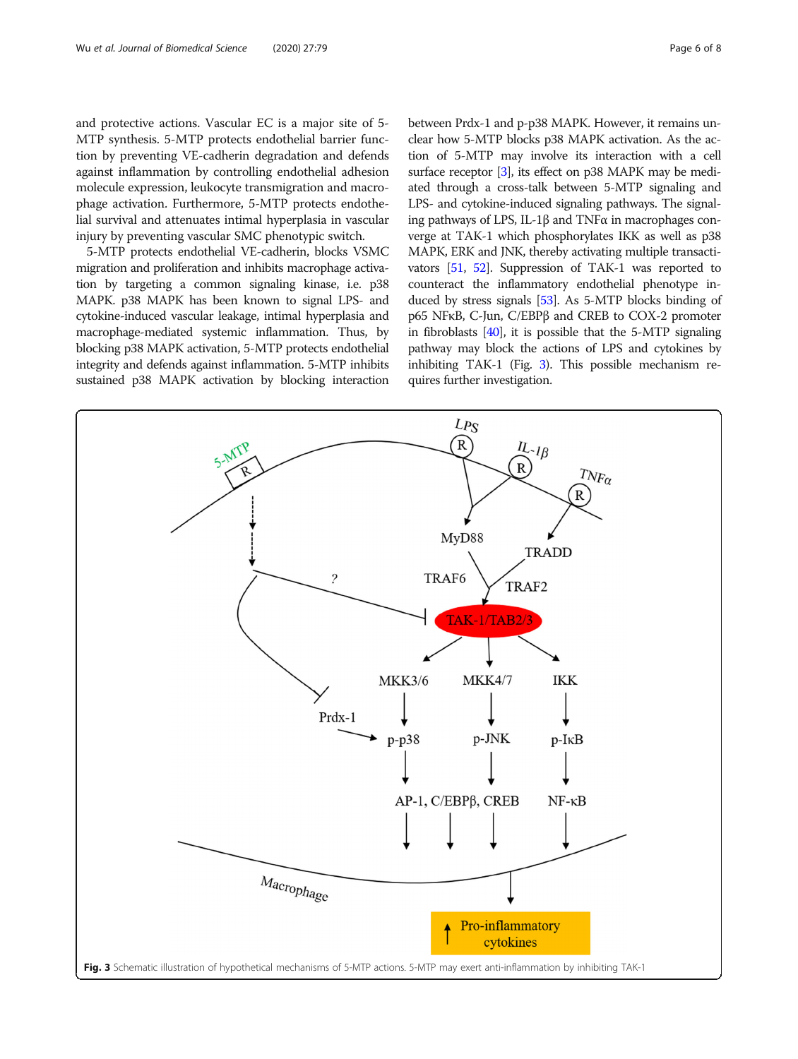and protective actions. Vascular EC is a major site of 5-MTP synthesis. 5-MTP protects endothelial barrier function by preventing VE-cadherin degradation and defends against inflammation by controlling endothelial adhesion molecule expression, leukocyte transmigration and macrophage activation. Furthermore, 5-MTP protects endothelial survival and attenuates intimal hyperplasia in vascular injury by preventing vascular SMC phenotypic switch.

5-MTP protects endothelial VE-cadherin, blocks VSMC migration and proliferation and inhibits macrophage activation by targeting a common signaling kinase, i.e. p38 MAPK. p38 MAPK has been known to signal LPS- and cytokine-induced vascular leakage, intimal hyperplasia and macrophage-mediated systemic inflammation. Thus, by blocking p38 MAPK activation, 5-MTP protects endothelial integrity and defends against inflammation. 5-MTP inhibits sustained p38 MAPK activation by blocking interaction between Prdx-1 and p-p38 MAPK. However, it remains unclear how 5-MTP blocks p38 MAPK activation. As the action of 5-MTP may involve its interaction with a cell surface receptor [3], its effect on p38 MAPK may be mediated through a cross-talk between 5-MTP signaling and LPS- and cytokine-induced signaling pathways. The signaling pathways of LPS, IL-1β and TNFα in macrophages converge at TAK-1 which phosphorylates IKK as well as p38 MAPK, ERK and JNK, thereby activating multiple transactivators [51, 52]. Suppression of TAK-1 was reported to counteract the inflammatory endothelial phenotype induced by stress signals [53]. As 5-MTP blocks binding of p65 NFκB, C-Jun, C/EBPβ and CREB to COX-2 promoter in fibroblasts [40], it is possible that the 5-MTP signaling pathway may block the actions of LPS and cytokines by inhibiting TAK-1 (Fig. 3). This possible mechanism requires further investigation.

**Fig. 3** Schematic illustration of hypothetical mechanisms of 5-MTP actions. 5-MTP may exert anti-inflammation by inhibiting TAK-1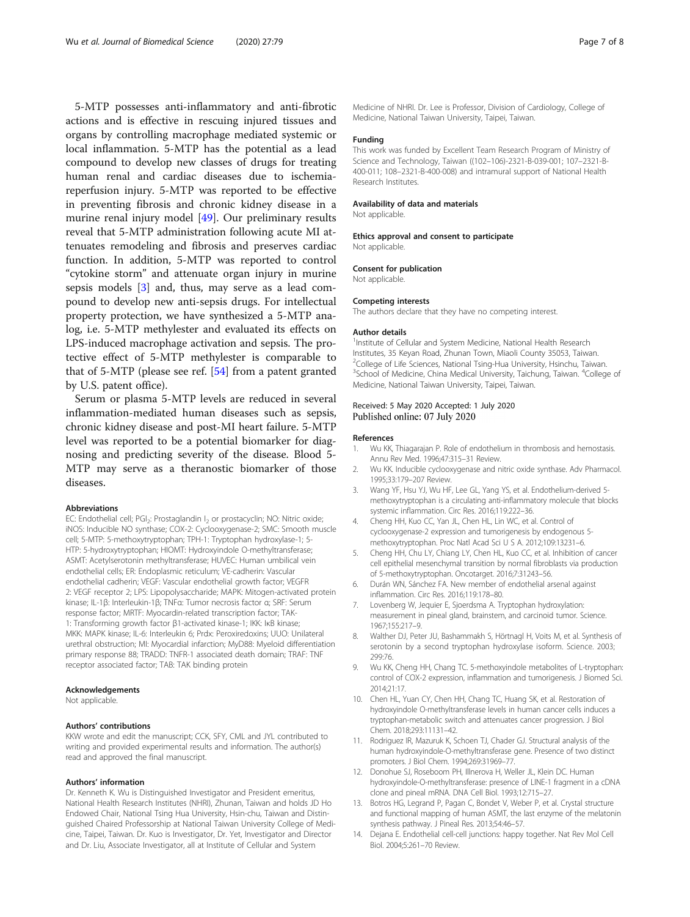5-MTP possesses anti-inflammatory and anti-fibrotic actions and is effective in rescuing injured tissues and organs by controlling macrophage mediated systemic or local inflammation. 5-MTP has the potential as a lead compound to develop new classes of drugs for treating human renal and cardiac diseases due to ischemia-reperfusion injury. 5-MTP was reported to be effective in preventing fibrosis and chronic kidney disease in a murine renal injury model [49]. Our preliminary results reveal that 5-MTP administration following acute MI attenuates remodeling and fibrosis and preserves cardiac function. In addition, 5-MTP was reported to control "cytokine storm" and attenuate organ injury in murine sepsis models [3] and, thus, may serve as a lead compound to develop new anti-sepsis drugs. For intellectual property protection, we have synthesized a 5-MTP analog, i.e. 5-MTP methylester and evaluated its effects on LPS-induced macrophage activation and sepsis. The protective effect of 5-MTP methylester is comparable to that of 5-MTP (please see ref. [54] from a patent granted by U.S. patent office).

Serum or plasma 5-MTP levels are reduced in several inflammation-mediated human diseases such as sepsis, chronic kidney disease and post-MI heart failure. 5-MTP level was reported to be a potential biomarker for diagnosing and predicting severity of the disease. Blood 5-MTP may serve as a theranostic biomarker of those diseases.

#### Abbreviations

EC: Endothelial cell; $PGI_2$: Prostaglandin $I_2$ or prostacyclin; NO: Nitric oxide; iNOS: Inducible NO synthase; COX-2: Cyclooxygenase-2; SMC: Smooth muscle cell; 5-MTP: 5-methoxytryptophan; TPH-1: Tryptophan hydroxylase-1; 5-HTP: 5-hydroxytryptophan; HIOMT: Hydroxyindole O-methyltransferase; ASMT: Acetylserotonin methyltransferase; HUVEC: Human umbilical vein endothelial cells; ER: Endoplasmic reticulum; VE-cadherin: Vascular endothelial cadherin; VEGF: Vascular endothelial growth factor; VEGFR 2: VEGF receptor 2; LPS: Lipopolysaccharide; MAPK: Mitogen-activated protein kinase; IL-1β: Interleukin-1β; TNFα: Tumor necrosis factor α; SRF: Serum response factor; MRTF: Myocardin-related transcription factor; TAK-1: Transforming growth factor β1-activated kinase-1; IKK: IκB kinase; MKK: MAPK kinase; IL-6: Interleukin 6; Prdx: Peroxiredoxins; UUO: Unilateral urethral obstruction; MI: Myocardial infarction; MyD88: Myeloid differentiation primary response 88; TRADD: TNFR-1 associated death domain; TRAF: TNF receptor associated factor; TAB: TAK binding protein

#### Acknowledgements

Not applicable.

#### Authors' contributions

KKW wrote and edit the manuscript; CCK, SFY, CML and JYL contributed to writing and provided experimental results and information. The author(s) read and approved the final manuscript.

#### Authors' information

Dr. Kenneth K. Wu is Distinguished Investigator and President emeritus, National Health Research Institutes (NHRI), Zhunan, Taiwan and holds JD Ho Endowed Chair, National Tsing Hua University, Hsin-chu, Taiwan and Distinguished Chaired Professorship at National Taiwan University College of Medicine, Taipei, Taiwan. Dr. Kuo is Investigator, Dr. Yet, Investigator and Director and Dr. Liu, Associate Investigator, all at Institute of Cellular and System Medicine of NHRI. Dr. Lee is Professor, Division of Cardiology, College of Medicine, National Taiwan University, Taipei, Taiwan.

#### Funding

This work was funded by Excellent Team Research Program of Ministry of Science and Technology, Taiwan ((102–106)-2321-B-039-001; 107–2321-B-400-011; 108–2321-B-400-008) and intramural support of National Health Research Institutes.

#### Availability of data and materials

Not applicable.

#### Ethics approval and consent to participate

Not applicable.

#### Consent for publication

Not applicable.

#### Competing interests

The authors declare that they have no competing interest.

#### Author details

[1]Institute of Cellular and System Medicine, National Health Research Institutes, 35 Keyan Road, Zhunan Town, Miaoli County 35053, Taiwan. [2]College of Life Sciences, National Tsing-Hua University, Hsinchu, Taiwan. [3]School of Medicine, China Medical University, Taichung, Taiwan. [4]College of Medicine, National Taiwan University, Taipei, Taiwan.

Received: 5 May 2020 Accepted: 1 July 2020
Published online: 07 July 2020

#### References

1. Wu KK, Thiagarajan P. Role of endothelium in thrombosis and hemostasis. Annu Rev Med. 1996;47:315–31 Review.
2. Wu KK. Inducible cyclooxygenase and nitric oxide synthase. Adv Pharmacol. 1995;33:179–207 Review.
3. Wang YF, Hsu YJ, Wu HF, Lee GL, Yang YS, et al. Endothelium-derived 5-methoxytryptophan is a circulating anti-inflammatory molecule that blocks systemic inflammation. Circ Res. 2016;119:222–36.
4. Cheng HH, Kuo CC, Yan JL, Chen HL, Lin WC, et al. Control of cyclooxygenase-2 expression and tumorigenesis by endogenous 5-methoxytryptophan. Proc Natl Acad Sci U S A. 2012;109:13231–6.
5. Cheng HH, Chu LY, Chiang LY, Chen HL, Kuo CC, et al. Inhibition of cancer cell epithelial mesenchymal transition by normal fibroblasts via production of 5-methoxytryptophan. Oncotarget. 2016;7:31243–56.
6. Durán WN, Sánchez FA. New member of endothelial arsenal against inflammation. Circ Res. 2016;119:178–80.
7. Lovenberg W, Jequier E, Sjoerdsma A. Tryptophan hydroxylation: measurement in pineal gland, brainstem, and carcinoid tumor. Science. 1967;155:217–9.
8. Walther DJ, Peter JU, Bashammakh S, Hörtnagl H, Voits M, et al. Synthesis of serotonin by a second tryptophan hydroxylase isoform. Science. 2003; 299:76.
9. Wu KK, Cheng HH, Chang TC. 5-methoxyindole metabolites of L-tryptophan: control of COX-2 expression, inflammation and tumorigenesis. J Biomed Sci. 2014;21:17.
10. Chen HL, Yuan CY, Chen HH, Chang TC, Huang SK, et al. Restoration of hydroxyindole O-methyltransferase levels in human cancer cells induces a tryptophan-metabolic switch and attenuates cancer progression. J Biol Chem. 2018;293:11131–42.
11. Rodriguez IR, Mazuruk K, Schoen TJ, Chader GJ. Structural analysis of the human hydroxyindole-O-methyltransferase gene. Presence of two distinct promoters. J Biol Chem. 1994;269:31969–77.
12. Donohue SJ, Roseboom PH, Illnerova H, Weller JL, Klein DC. Human hydroxyindole-O-methyltransferase: presence of LINE-1 fragment in a cDNA clone and pineal mRNA. DNA Cell Biol. 1993;12:715–27.
13. Botros HG, Legrand P, Pagan C, Bondet V, Weber P, et al. Crystal structure and functional mapping of human ASMT, the last enzyme of the melatonin synthesis pathway. J Pineal Res. 2013;54:46–57.
14. Dejana E. Endothelial cell-cell junctions: happy together. Nat Rev Mol Cell Biol. 2004;5:261–70 Review.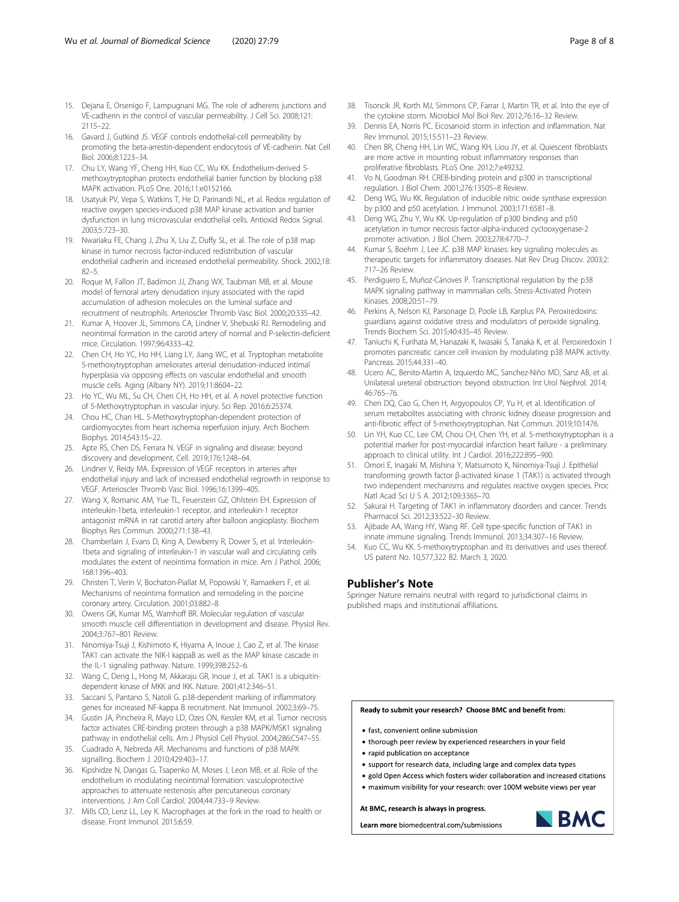15. Dejana E, Orsenigo F, Lampugnani MG. The role of adherens junctions and VE-cadherin in the control of vascular permeability. J Cell Sci. 2008;121: 2115–22.
16. Gavard J, Gutkind JS. VEGF controls endothelial-cell permeability by promoting the beta-arrestin-dependent endocytosis of VE-cadherin. Nat Cell Biol. 2006;8:1223–34.
17. Chu LY, Wang YF, Cheng HH, Kuo CC, Wu KK. Endothelium-derived 5-methoxytryptophan protects endothelial barrier function by blocking p38 MAPK activation. PLoS One. 2016;11:e0152166.
18. Usatyuk PV, Vepa S, Watkins T, He D, Parinandi NL, et al. Redox regulation of reactive oxygen species-induced p38 MAP kinase activation and barrier dysfunction in lung microvascular endothelial cells. Antioxid Redox Signal. 2003;5:723–30.
19. Nwariaku FE, Chang J, Zhu X, Liu Z, Duffy SL, et al. The role of p38 map kinase in tumor necrosis factor-induced redistribution of vascular endothelial cadherin and increased endothelial permeability. Shock. 2002;18: 82–5.
20. Roque M, Fallon JT, Badimon JJ, Zhang WX, Taubman MB, et al. Mouse model of femoral artery denudation injury associated with the rapid accumulation of adhesion molecules on the luminal surface and recruitment of neutrophils. Arterioscler Thromb Vasc Biol. 2000;20:335–42.
21. Kumar A, Hoover JL, Simmons CA, Lindner V, Shebuski RJ. Remodeling and neointimal formation in the carotid artery of normal and P-selectin-deficient mice. Circulation. 1997;96:4333–42.
22. Chen CH, Ho YC, Ho HH, Liang LY, Jiang WC, et al. Tryptophan metabolite 5-methoxytryptophan ameliorates arterial denudation-induced intimal hyperplasia via opposing effects on vascular endothelial and smooth muscle cells. Aging (Albany NY). 2019;11:8604–22.
23. Ho YC, Wu ML, Su CH, Chen CH, Ho HH, et al. A novel protective function of 5-Methoxytryptophan in vascular injury. Sci Rep. 2016;6:25374.
24. Chou HC, Chan HL. 5-Methoxytryptophan-dependent protection of cardiomyocytes from heart ischemia reperfusion injury. Arch Biochem Biophys. 2014;543:15–22.
25. Apte RS, Chen DS, Ferrara N. VEGF in signaling and disease: beyond discovery and development. Cell. 2019;176:1248–64.
26. Lindner V, Reidy MA. Expression of VEGF receptors in arteries after endothelial injury and lack of increased endothelial regrowth in response to VEGF. Arterioscler Thromb Vasc Biol. 1996;16:1399–405.
27. Wang X, Romanic AM, Yue TL, Feuerstein GZ, Ohlstein EH. Expression of interleukin-1beta, interleukin-1 receptor, and interleukin-1 receptor antagonist mRNA in rat carotid artery after balloon angioplasty. Biochem Biophys Res Commun. 2000;271:138–43.
28. Chamberlain J, Evans D, King A, Dewberry R, Dower S, et al. Interleukin-1beta and signaling of interleukin-1 in vascular wall and circulating cells modulates the extent of neointima formation in mice. Am J Pathol. 2006; 168:1396–403.
29. Christen T, Verin V, Bochaton-Piallat M, Popowski Y, Ramaekers F, et al. Mechanisms of neointima formation and remodeling in the porcine coronary artery. Circulation. 2001;03:882–8.
30. Owens GK, Kumar MS, Wamhoff BR. Molecular regulation of vascular smooth muscle cell differentiation in development and disease. Physiol Rev. 2004;3:767–801 Review.
31. Ninomiya-Tsuji J, Kishimoto K, Hiyama A, Inoue J, Cao Z, et al. The kinase TAK1 can activate the NIK-I kappaB as well as the MAP kinase cascade in the IL-1 signaling pathway. Nature. 1999;398:252–6.
32. Wang C, Deng L, Hong M, Akkaraju GR, Inoue J, et al. TAK1 is a ubiquitin-dependent kinase of MKK and IKK. Nature. 2001;412:346–51.
33. Saccani S, Pantano S, Natoli G. p38-dependent marking of inflammatory genes for increased NF-kappa B recruitment. Nat Immunol. 2002;3:69–75.
34. Gustin JA, Pincheira R, Mayo LD, Ozes ON, Kessler KM, et al. Tumor necrosis factor activates CRE-binding protein through a p38 MAPK/MSK1 signaling pathway in endothelial cells. Am J Physiol Cell Physiol. 2004;286:C547–55.
35. Cuadrado A, Nebreda AR. Mechanisms and functions of p38 MAPK signalling. Biochem J. 2010;429:403–17.
36. Kipshidze N, Dangas G, Tsapenko M, Moses J, Leon MB, et al. Role of the endothelium in modulating neointimal formation: vasculoprotective approaches to attenuate restenosis after percutaneous coronary interventions. J Am Coll Cardiol. 2004;44:733–9 Review.
37. Mills CD, Lenz LL, Ley K. Macrophages at the fork in the road to health or disease. Front Immunol. 2015;6:59.
38. Tisoncik JR, Korth MJ, Simmons CP, Farrar J, Martin TR, et al. Into the eye of the cytokine storm. Microbiol Mol Biol Rev. 2012;76:16–32 Review.
39. Dennis EA, Norris PC. Eicosanoid storm in infection and inflammation. Nat Rev Immunol. 2015;15:511–23 Review.
40. Chen BR, Cheng HH, Lin WC, Wang KH, Liou JY, et al. Quiescent fibroblasts are more active in mounting robust inflammatory responses than proliferative fibroblasts. PLoS One. 2012;7:e49232.
41. Vo N, Goodman RH. CREB-binding protein and p300 in transcriptional regulation. J Biol Chem. 2001;276:13505–8 Review.
42. Deng WG, Wu KK. Regulation of inducible nitric oxide synthase expression by p300 and p50 acetylation. J Immunol. 2003;171:6581–8.
43. Deng WG, Zhu Y, Wu KK. Up-regulation of p300 binding and p50 acetylation in tumor necrosis factor-alpha-induced cyclooxygenase-2 promoter activation. J Biol Chem. 2003;278:4770–7.
44. Kumar S, Boehm J, Lee JC. p38 MAP kinases: key signaling molecules as therapeutic targets for inflammatory diseases. Nat Rev Drug Discov. 2003;2: 717–26 Review.
45. Perdiguero E, Muñoz-Cánoves P. Transcriptional regulation by the p38 MAPK signaling pathway in mammalian cells. Stress-Activated Protein Kinases. 2008;20:51–79.
46. Perkins A, Nelson KJ, Parsonage D, Poole LB, Karplus PA. Peroxiredoxins: guardians against oxidative stress and modulators of peroxide signaling. Trends Biochem Sci. 2015;40:435–45 Review.
47. Taniuchi K, Furihata M, Hanazaki K, Iwasaki S, Tanaka K, et al. Peroxiredoxin 1 promotes pancreatic cancer cell invasion by modulating p38 MAPK activity. Pancreas. 2015;44:331–40.
48. Ucero AC, Benito-Martin A, Izquierdo MC, Sanchez-Niño MD, Sanz AB, et al. Unilateral ureteral obstruction: beyond obstruction. Int Urol Nephrol. 2014; 46:765–76.
49. Chen DQ, Cao G, Chen H, Argyopoulos CP, Yu H, et al. Identification of serum metabolites associating with chronic kidney disease progression and anti-fibrotic effect of 5-methoxytryptophan. Nat Commun. 2019;10:1476.
50. Lin YH, Kuo CC, Lee CM, Chou CH, Chen YH, et al. 5-methoxytryptophan is a potential marker for post-myocardial infarction heart failure - a preliminary approach to clinical utility. Int J Cardiol. 2016;222:895–900.
51. Omori E, Inagaki M, Mishina Y, Matsumoto K, Ninomiya-Tsuji J. Epithelial transforming growth factor β-activated kinase 1 (TAK1) is activated through two independent mechanisms and regulates reactive oxygen species. Proc Natl Acad Sci U S A. 2012;109:3365–70.
52. Sakurai H. Targeting of TAK1 in inflammatory disorders and cancer. Trends Pharmacol Sci. 2012;33:522–30 Review.
53. Ajibade AA, Wang HY, Wang RF. Cell type-specific function of TAK1 in innate immune signaling. Trends Immunol. 2013;34:307–16 Review.
54. Kuo CC, Wu KK. 5-methoxytryptophan and its derivatives and uses thereof. US patent No. 10,577,322 B2. March 3, 2020.

## Publisher's Note

Springer Nature remains neutral with regard to jurisdictional claims in published maps and institutional affiliations.

**Ready to submit your research? Choose BMC and benefit from:**

- fast, convenient online submission
- thorough peer review by experienced researchers in your field
- rapid publication on acceptance
- support for research data, including large and complex data types
- gold Open Access which fosters wider collaboration and increased citations
- maximum visibility for your research: over 100M website views per year

**At BMC, research is always in progress.**

**Learn more** biomedcentral.com/submissions

BMC